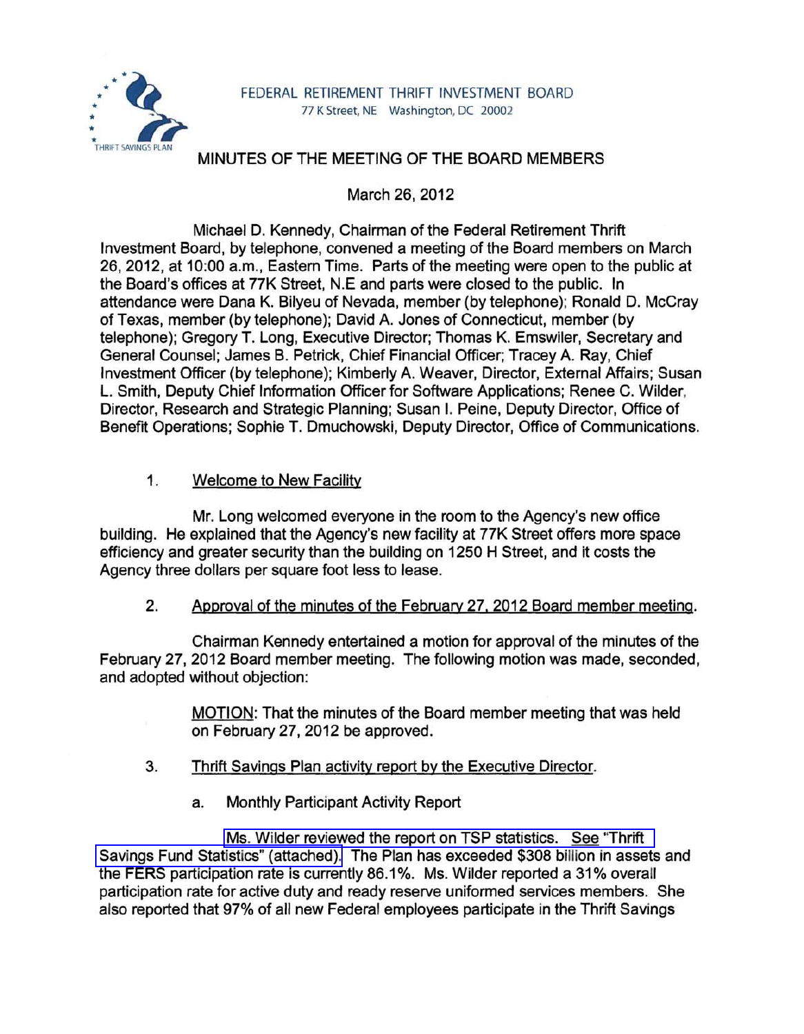FEDERAL RETIREMENT THRIFT INVESTMENT BOARD
77 K Street, NE Washington, DC 20002

# MINUTES OF THE MEETING OF THE BOARD MEMBERS

March 26, 2012

Michael D. Kennedy, Chairman of the Federal Retirement Thrift Investment Board, by telephone, convened a meeting of the Board members on March 26, 2012, at 10:00 a.m., Eastern Time. Parts of the meeting were open to the public at the Board's offices at 77K Street, N.E and parts were closed to the public. In attendance were Dana K. Bilyeu of Nevada, member (by telephone); Ronald D. McCray of Texas, member (by telephone); David A. Jones of Connecticut, member (by telephone); Gregory T. Long, Executive Director; Thomas K. Emswiler, Secretary and General Counsel; James B. Petrick, Chief Financial Officer; Tracey A. Ray, Chief Investment Officer (by telephone); Kimberly A. Weaver, Director, External Affairs; Susan L. Smith, Deputy Chief Information Officer for Software Applications; Renee C. Wilder, Director, Research and Strategic Planning; Susan I. Peine, Deputy Director, Office of Benefit Operations; Sophie T. Dmuchowski, Deputy Director, Office of Communications.

1. Welcome to New Facility

Mr. Long welcomed everyone in the room to the Agency's new office building. He explained that the Agency's new facility at 77K Street offers more space efficiency and greater security than the building on 1250 H Street, and it costs the Agency three dollars per square foot less to lease.

2. Approval of the minutes of the February 27, 2012 Board member meeting.

Chairman Kennedy entertained a motion for approval of the minutes of the February 27, 2012 Board member meeting. The following motion was made, seconded, and adopted without objection:

> MOTION: That the minutes of the Board member meeting that was held on February 27, 2012 be approved.

3. Thrift Savings Plan activity report by the Executive Director.

a. Monthly Participant Activity Report

Ms. Wilder reviewed the report on TSP statistics. See "Thrift Savings Fund Statistics" (attached). The Plan has exceeded $308 billion in assets and the FERS participation rate is currently 86.1%. Ms. Wilder reported a 31% overall participation rate for active duty and ready reserve uniformed services members. She also reported that 97% of all new Federal employees participate in the Thrift Savings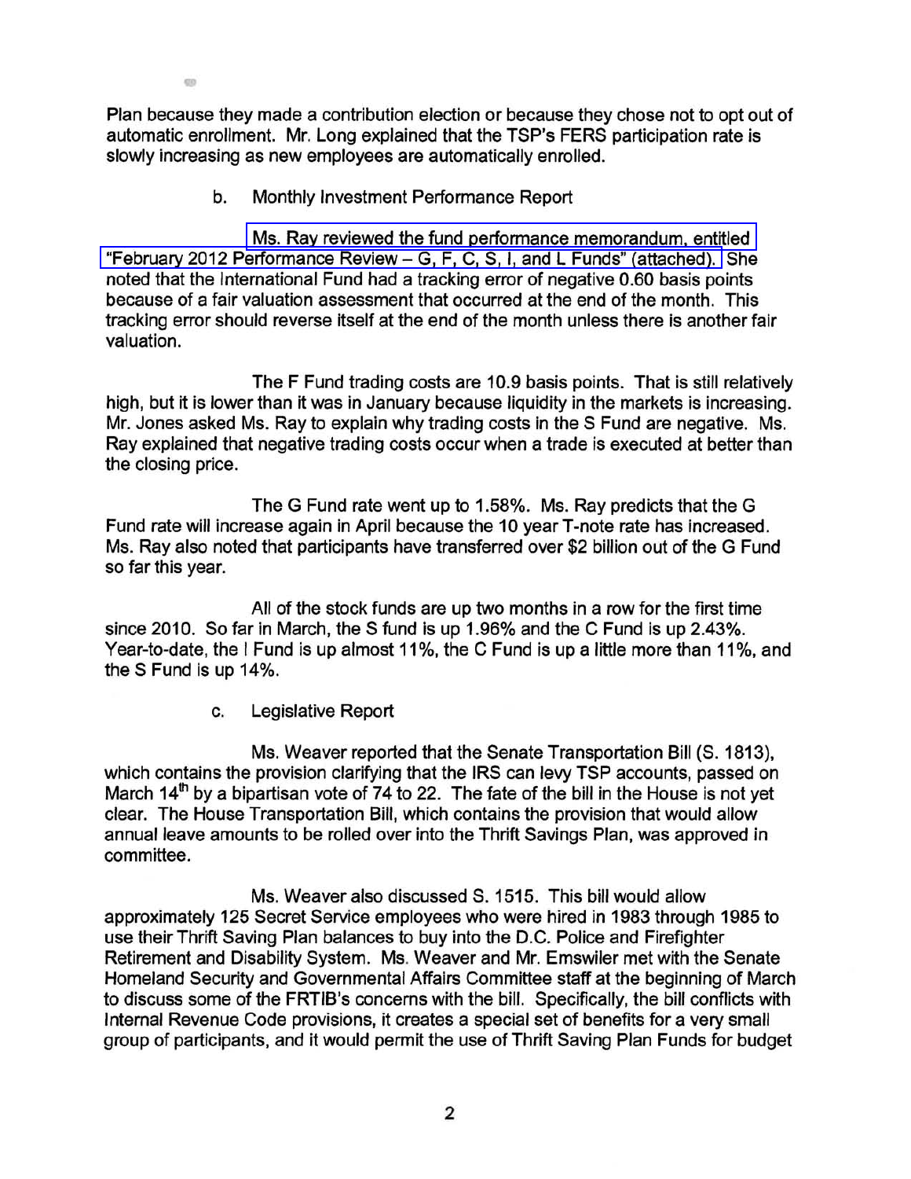Plan because they made a contribution election or because they chose not to opt out of automatic enrollment. Mr. Long explained that the TSP's FERS participation rate is slowly increasing as new employees are automatically enrolled.

b. Monthly Investment Performance Report

Ms. Ray reviewed the fund performance memorandum, entitled "February 2012 Performance Review – G, F, C, S, I, and L Funds" (attached). She noted that the International Fund had a tracking error of negative 0.60 basis points because of a fair valuation assessment that occurred at the end of the month. This tracking error should reverse itself at the end of the month unless there is another fair valuation.

The F Fund trading costs are 10.9 basis points. That is still relatively high, but it is lower than it was in January because liquidity in the markets is increasing. Mr. Jones asked Ms. Ray to explain why trading costs in the S Fund are negative. Ms. Ray explained that negative trading costs occur when a trade is executed at better than the closing price.

The G Fund rate went up to 1.58%. Ms. Ray predicts that the G Fund rate will increase again in April because the 10 year T-note rate has increased. Ms. Ray also noted that participants have transferred over $2 billion out of the G Fund so far this year.

All of the stock funds are up two months in a row for the first time since 2010. So far in March, the S fund is up 1.96% and the C Fund is up 2.43%. Year-to-date, the I Fund is up almost 11%, the C Fund is up a little more than 11%, and the S Fund is up 14%.

c. Legislative Report

Ms. Weaver reported that the Senate Transportation Bill (S. 1813), which contains the provision clarifying that the IRS can levy TSP accounts, passed on March 14th by a bipartisan vote of 74 to 22. The fate of the bill in the House is not yet clear. The House Transportation Bill, which contains the provision that would allow annual leave amounts to be rolled over into the Thrift Savings Plan, was approved in committee.

Ms. Weaver also discussed S. 1515. This bill would allow approximately 125 Secret Service employees who were hired in 1983 through 1985 to use their Thrift Saving Plan balances to buy into the D.C. Police and Firefighter Retirement and Disability System. Ms. Weaver and Mr. Emswiler met with the Senate Homeland Security and Governmental Affairs Committee staff at the beginning of March to discuss some of the FRTIB's concerns with the bill. Specifically, the bill conflicts with Internal Revenue Code provisions, it creates a special set of benefits for a very small group of participants, and it would permit the use of Thrift Saving Plan Funds for budget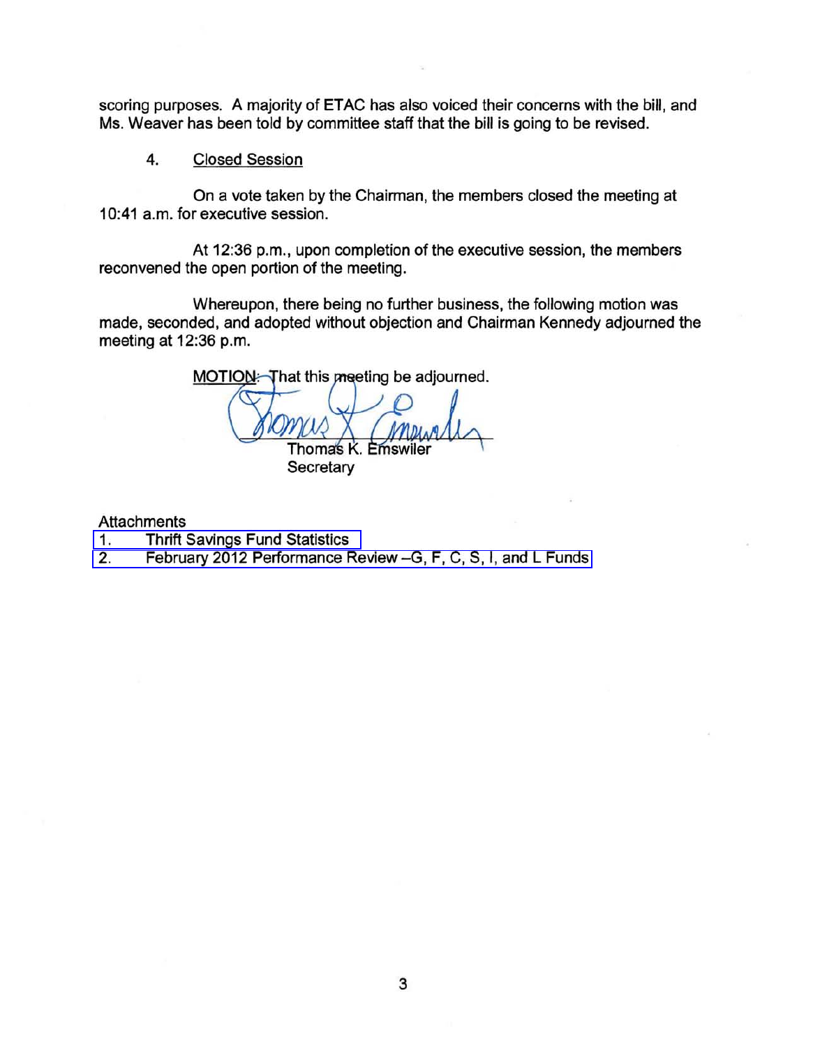scoring purposes. A majority of ETAC has also voiced their concerns with the bill, and Ms. Weaver has been told by committee staff that the bill is going to be revised.

4. Closed Session

On a vote taken by the Chairman, the members closed the meeting at 10:41 a.m. for executive session.

At 12:36 p.m., upon completion of the executive session, the members reconvened the open portion of the meeting.

Whereupon, there being no further business, the following motion was made, seconded, and adopted without objection and Chairman Kennedy adjourned the meeting at 12:36 p.m.

MOTION: That this meeting be adjourned.

Thomas K. Emswiler
Secretary

Attachments
1. Thrift Savings Fund Statistics
2. February 2012 Performance Review –G, F, C, S, I, and L Funds